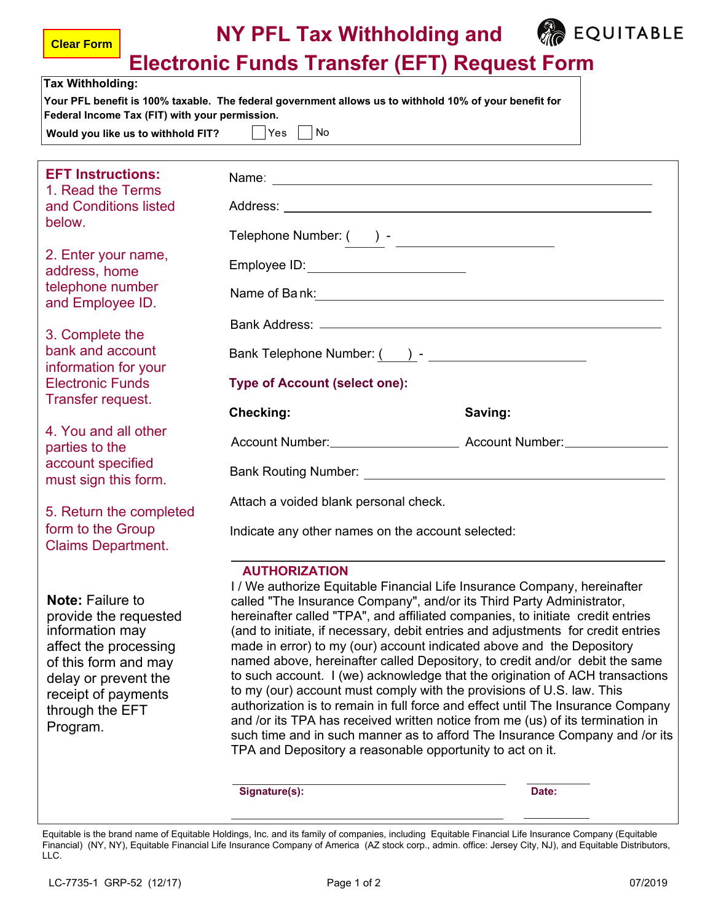Clear Form

# NY PFL Tax Withholding and Electronic Funds Transfer (EFT) Request Form

EQUITABLE

**Tax Withholding:**

**Your PFL benefit is 100% taxable. The federal government allows us to withhold 10% of your benefit for Federal Income Tax (FIT) with your permission.**

**Would you like us to withhold FIT?** ☐ Yes ☐ No

**EFT Instructions:**

1. Read the Terms and Conditions listed below.
2. Enter your name, address, home telephone number and Employee ID.
3. Complete the bank and account information for your Electronic Funds Transfer request.
4. You and all other parties to the account specified must sign this form.
5. Return the completed form to the Group Claims Department.

**Note:** Failure to provide the requested information may affect the processing of this form and may delay or prevent the receipt of payments through the EFT Program.

Name: ______________________

Address: ______________________

Telephone Number: ( ) - ______________________

Employee ID: ______________________

Name of Bank: ______________________

Bank Address: ______________________

Bank Telephone Number: ( ) - ______________________

**Type of Account (select one):**

| **Checking:** | **Saving:** |
|---|---|
| Account Number: __________ | Account Number: __________ |

Bank Routing Number: ______________________

Attach a voided blank personal check.

Indicate any other names on the account selected:

______________________

**AUTHORIZATION**

I / We authorize Equitable Financial Life Insurance Company, hereinafter called "The Insurance Company", and/or its Third Party Administrator, hereinafter called "TPA", and affiliated companies, to initiate credit entries (and to initiate, if necessary, debit entries and adjustments for credit entries made in error) to my (our) account indicated above and the Depository named above, hereinafter called Depository, to credit and/or debit the same to such account. I (we) acknowledge that the origination of ACH transactions to my (our) account must comply with the provisions of U.S. law. This authorization is to remain in full force and effect until The Insurance Company and /or its TPA has received written notice from me (us) of its termination in such time and in such manner as to afford The Insurance Company and /or its TPA and Depository a reasonable opportunity to act on it.

**Signature(s):** ______________________ **Date:** __________

______________________ __________

Equitable is the brand name of Equitable Holdings, Inc. and its family of companies, including Equitable Financial Life Insurance Company (Equitable Financial) (NY, NY), Equitable Financial Life Insurance Company of America (AZ stock corp., admin. office: Jersey City, NJ), and Equitable Distributors, LLC.

LC-7735-1 GRP-52 (12/17) 07/2019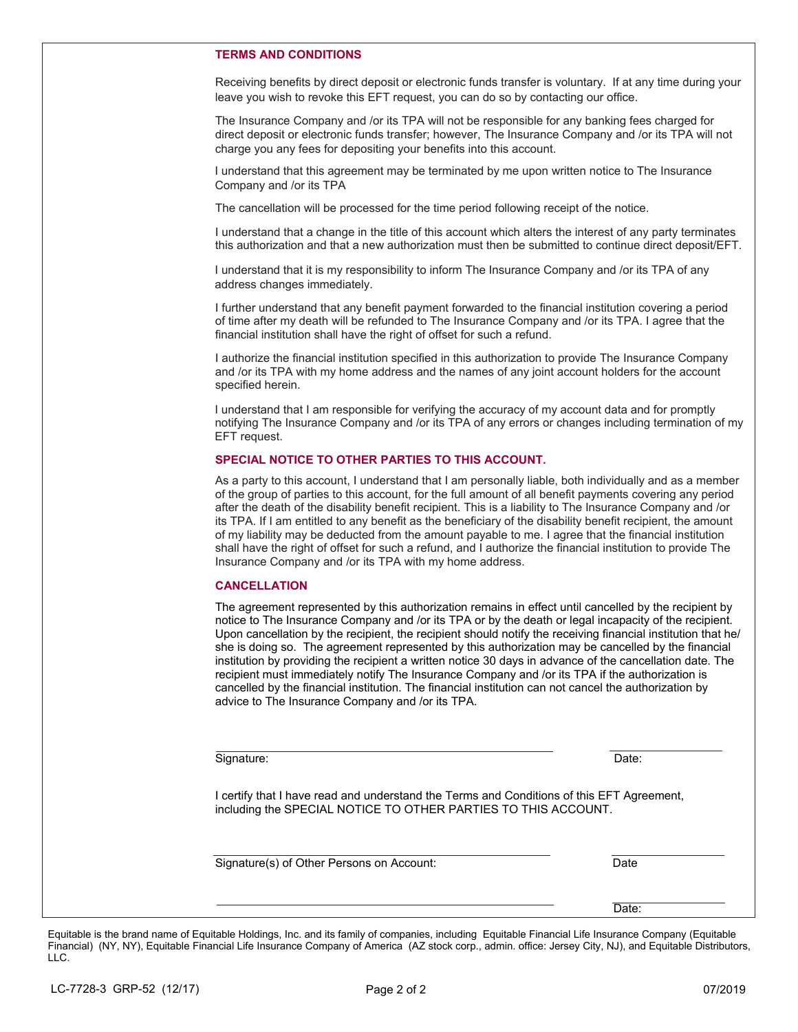### TERMS AND CONDITIONS

Receiving benefits by direct deposit or electronic funds transfer is voluntary. If at any time during your leave you wish to revoke this EFT request, you can do so by contacting our office.

The Insurance Company and /or its TPA will not be responsible for any banking fees charged for direct deposit or electronic funds transfer; however, The Insurance Company and /or its TPA will not charge you any fees for depositing your benefits into this account.

I understand that this agreement may be terminated by me upon written notice to The Insurance Company and /or its TPA

The cancellation will be processed for the time period following receipt of the notice.

I understand that a change in the title of this account which alters the interest of any party terminates this authorization and that a new authorization must then be submitted to continue direct deposit/EFT.

I understand that it is my responsibility to inform The Insurance Company and /or its TPA of any address changes immediately.

I further understand that any benefit payment forwarded to the financial institution covering a period of time after my death will be refunded to The Insurance Company and /or its TPA. I agree that the financial institution shall have the right of offset for such a refund.

I authorize the financial institution specified in this authorization to provide The Insurance Company and /or its TPA with my home address and the names of any joint account holders for the account specified herein.

I understand that I am responsible for verifying the accuracy of my account data and for promptly notifying The Insurance Company and /or its TPA of any errors or changes including termination of my EFT request.

### SPECIAL NOTICE TO OTHER PARTIES TO THIS ACCOUNT.

As a party to this account, I understand that I am personally liable, both individually and as a member of the group of parties to this account, for the full amount of all benefit payments covering any period after the death of the disability benefit recipient. This is a liability to The Insurance Company and /or its TPA. If I am entitled to any benefit as the beneficiary of the disability benefit recipient, the amount of my liability may be deducted from the amount payable to me. I agree that the financial institution shall have the right of offset for such a refund, and I authorize the financial institution to provide The Insurance Company and /or its TPA with my home address.

### CANCELLATION

The agreement represented by this authorization remains in effect until cancelled by the recipient by notice to The Insurance Company and /or its TPA or by the death or legal incapacity of the recipient. Upon cancellation by the recipient, the recipient should notify the receiving financial institution that he/ she is doing so. The agreement represented by this authorization may be cancelled by the financial institution by providing the recipient a written notice 30 days in advance of the cancellation date. The recipient must immediately notify The Insurance Company and /or its TPA if the authorization is cancelled by the financial institution. The financial institution can not cancel the authorization by advice to The Insurance Company and /or its TPA.

Signature: ______________________________ Date: ____________

I certify that I have read and understand the Terms and Conditions of this EFT Agreement, including the SPECIAL NOTICE TO OTHER PARTIES TO THIS ACCOUNT.

Signature(s) of Other Persons on Account: ______________________________ Date ____________

______________________________ Date: ____________

Equitable is the brand name of Equitable Holdings, Inc. and its family of companies, including Equitable Financial Life Insurance Company (Equitable Financial) (NY, NY), Equitable Financial Life Insurance Company of America (AZ stock corp., admin. office: Jersey City, NJ), and Equitable Distributors, LLC.

LC-7728-3 GRP-52 (12/17) 07/2019